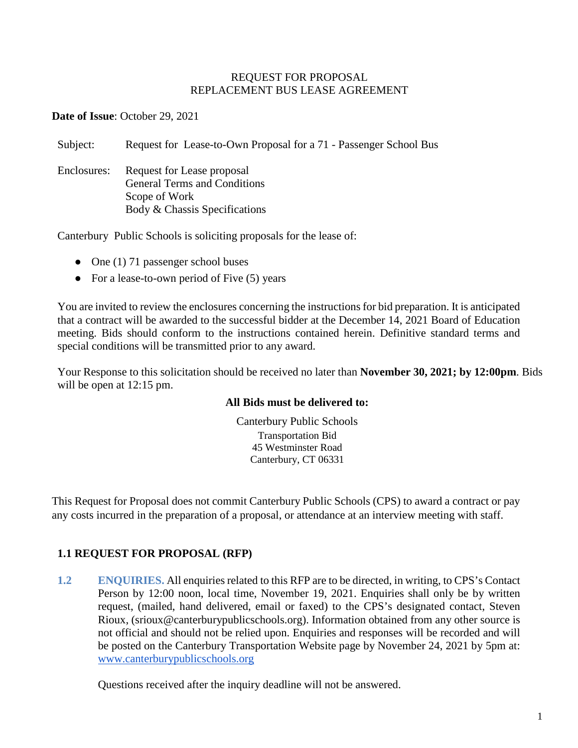# REQUEST FOR PROPOSAL
# REPLACEMENT BUS LEASE AGREEMENT

**Date of Issue**: October 29, 2021

Subject: Request for Lease-to-Own Proposal for a 71 - Passenger School Bus

Enclosures: Request for Lease proposal
General Terms and Conditions
Scope of Work
Body & Chassis Specifications

Canterbury Public Schools is soliciting proposals for the lease of:

- One (1) 71 passenger school buses
- For a lease-to-own period of Five (5) years

You are invited to review the enclosures concerning the instructions for bid preparation. It is anticipated that a contract will be awarded to the successful bidder at the December 14, 2021 Board of Education meeting. Bids should conform to the instructions contained herein. Definitive standard terms and special conditions will be transmitted prior to any award.

Your Response to this solicitation should be received no later than **November 30, 2021; by 12:00pm**. Bids will be open at 12:15 pm.

**All Bids must be delivered to:**

Canterbury Public Schools
Transportation Bid
45 Westminster Road
Canterbury, CT 06331

This Request for Proposal does not commit Canterbury Public Schools (CPS) to award a contract or pay any costs incurred in the preparation of a proposal, or attendance at an interview meeting with staff.

## 1.1 REQUEST FOR PROPOSAL (RFP)

**1.2 ENQUIRIES.** All enquiries related to this RFP are to be directed, in writing, to CPS's Contact Person by 12:00 noon, local time, November 19, 2021. Enquiries shall only be by written request, (mailed, hand delivered, email or faxed) to the CPS's designated contact, Steven Rioux, (srioux@canterburypublicschools.org). Information obtained from any other source is not official and should not be relied upon. Enquiries and responses will be recorded and will be posted on the Canterbury Transportation Website page by November 24, 2021 by 5pm at: www.canterburypublicschools.org

Questions received after the inquiry deadline will not be answered.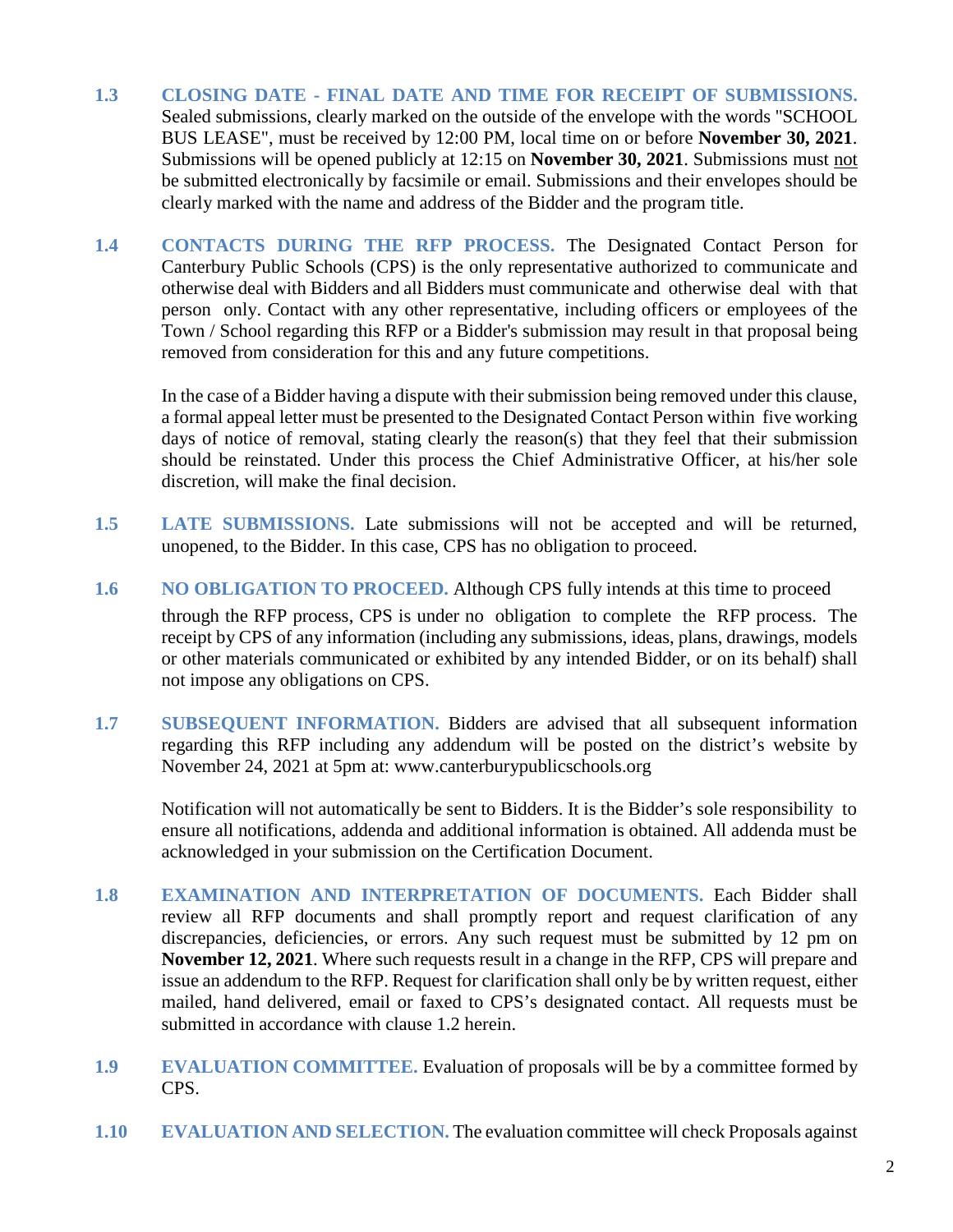**1.3 CLOSING DATE - FINAL DATE AND TIME FOR RECEIPT OF SUBMISSIONS.** Sealed submissions, clearly marked on the outside of the envelope with the words "SCHOOL BUS LEASE", must be received by 12:00 PM, local time on or before **November 30, 2021**. Submissions will be opened publicly at 12:15 on **November 30, 2021**. Submissions must not be submitted electronically by facsimile or email. Submissions and their envelopes should be clearly marked with the name and address of the Bidder and the program title.

**1.4 CONTACTS DURING THE RFP PROCESS.** The Designated Contact Person for Canterbury Public Schools (CPS) is the only representative authorized to communicate and otherwise deal with Bidders and all Bidders must communicate and otherwise deal with that person only. Contact with any other representative, including officers or employees of the Town / School regarding this RFP or a Bidder's submission may result in that proposal being removed from consideration for this and any future competitions.

In the case of a Bidder having a dispute with their submission being removed under this clause, a formal appeal letter must be presented to the Designated Contact Person within five working days of notice of removal, stating clearly the reason(s) that they feel that their submission should be reinstated. Under this process the Chief Administrative Officer, at his/her sole discretion, will make the final decision.

**1.5 LATE SUBMISSIONS.** Late submissions will not be accepted and will be returned, unopened, to the Bidder. In this case, CPS has no obligation to proceed.

**1.6 NO OBLIGATION TO PROCEED.** Although CPS fully intends at this time to proceed through the RFP process, CPS is under no obligation to complete the RFP process. The receipt by CPS of any information (including any submissions, ideas, plans, drawings, models or other materials communicated or exhibited by any intended Bidder, or on its behalf) shall not impose any obligations on CPS.

**1.7 SUBSEQUENT INFORMATION.** Bidders are advised that all subsequent information regarding this RFP including any addendum will be posted on the district's website by November 24, 2021 at 5pm at: www.canterburypublicschools.org

Notification will not automatically be sent to Bidders. It is the Bidder's sole responsibility to ensure all notifications, addenda and additional information is obtained. All addenda must be acknowledged in your submission on the Certification Document.

**1.8 EXAMINATION AND INTERPRETATION OF DOCUMENTS.** Each Bidder shall review all RFP documents and shall promptly report and request clarification of any discrepancies, deficiencies, or errors. Any such request must be submitted by 12 pm on **November 12, 2021**. Where such requests result in a change in the RFP, CPS will prepare and issue an addendum to the RFP. Request for clarification shall only be by written request, either mailed, hand delivered, email or faxed to CPS's designated contact. All requests must be submitted in accordance with clause 1.2 herein.

**1.9 EVALUATION COMMITTEE.** Evaluation of proposals will be by a committee formed by CPS.

**1.10 EVALUATION AND SELECTION.** The evaluation committee will check Proposals against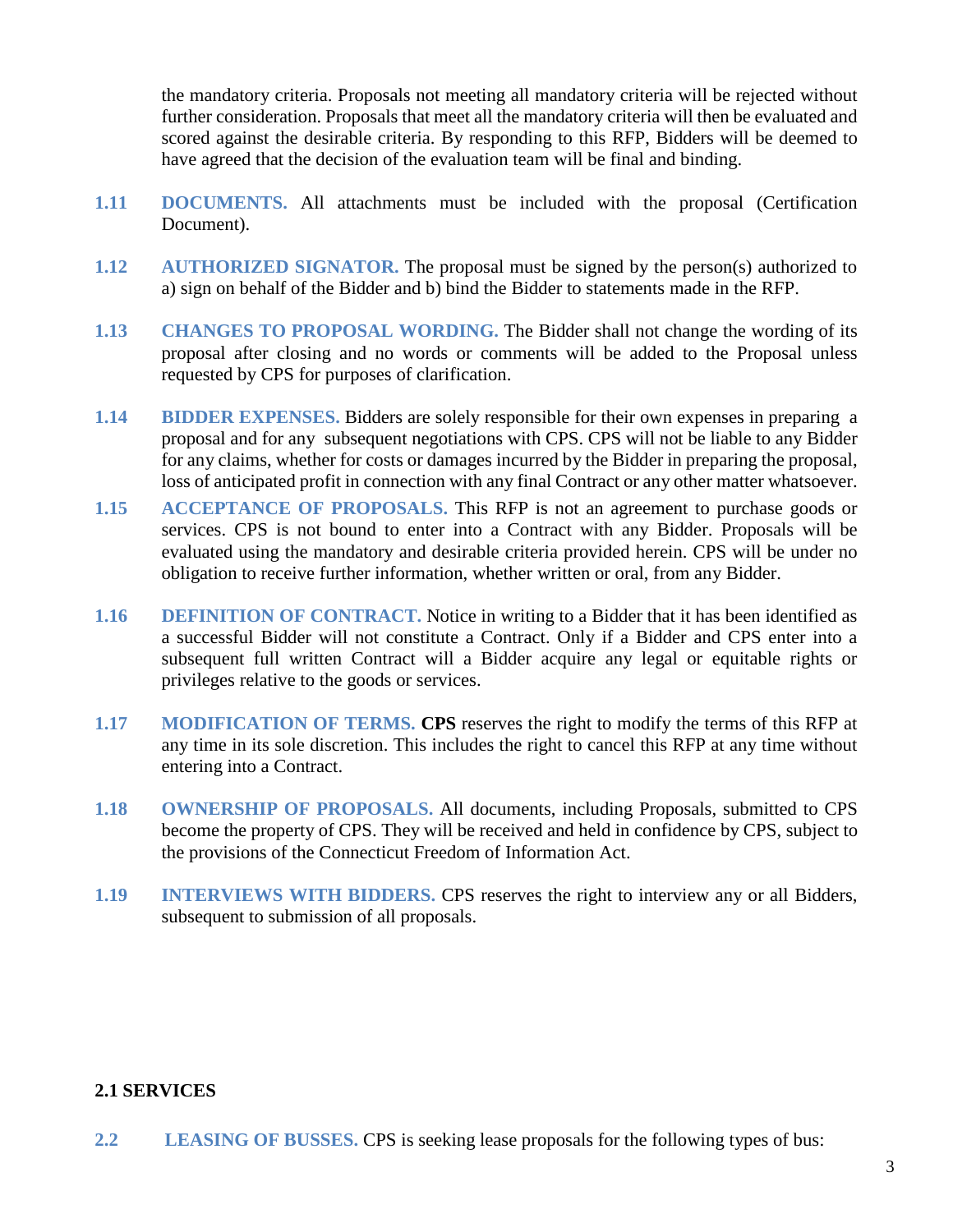the mandatory criteria. Proposals not meeting all mandatory criteria will be rejected without further consideration. Proposals that meet all the mandatory criteria will then be evaluated and scored against the desirable criteria. By responding to this RFP, Bidders will be deemed to have agreed that the decision of the evaluation team will be final and binding.

**1.11 DOCUMENTS.** All attachments must be included with the proposal (Certification Document).

**1.12 AUTHORIZED SIGNATOR.** The proposal must be signed by the person(s) authorized to a) sign on behalf of the Bidder and b) bind the Bidder to statements made in the RFP.

**1.13 CHANGES TO PROPOSAL WORDING.** The Bidder shall not change the wording of its proposal after closing and no words or comments will be added to the Proposal unless requested by CPS for purposes of clarification.

**1.14 BIDDER EXPENSES.** Bidders are solely responsible for their own expenses in preparing a proposal and for any subsequent negotiations with CPS. CPS will not be liable to any Bidder for any claims, whether for costs or damages incurred by the Bidder in preparing the proposal, loss of anticipated profit in connection with any final Contract or any other matter whatsoever.

**1.15 ACCEPTANCE OF PROPOSALS.** This RFP is not an agreement to purchase goods or services. CPS is not bound to enter into a Contract with any Bidder. Proposals will be evaluated using the mandatory and desirable criteria provided herein. CPS will be under no obligation to receive further information, whether written or oral, from any Bidder.

**1.16 DEFINITION OF CONTRACT.** Notice in writing to a Bidder that it has been identified as a successful Bidder will not constitute a Contract. Only if a Bidder and CPS enter into a subsequent full written Contract will a Bidder acquire any legal or equitable rights or privileges relative to the goods or services.

**1.17 MODIFICATION OF TERMS. CPS** reserves the right to modify the terms of this RFP at any time in its sole discretion. This includes the right to cancel this RFP at any time without entering into a Contract.

**1.18 OWNERSHIP OF PROPOSALS.** All documents, including Proposals, submitted to CPS become the property of CPS. They will be received and held in confidence by CPS, subject to the provisions of the Connecticut Freedom of Information Act.

**1.19 INTERVIEWS WITH BIDDERS.** CPS reserves the right to interview any or all Bidders, subsequent to submission of all proposals.

## 2.1 SERVICES

**2.2 LEASING OF BUSSES.** CPS is seeking lease proposals for the following types of bus: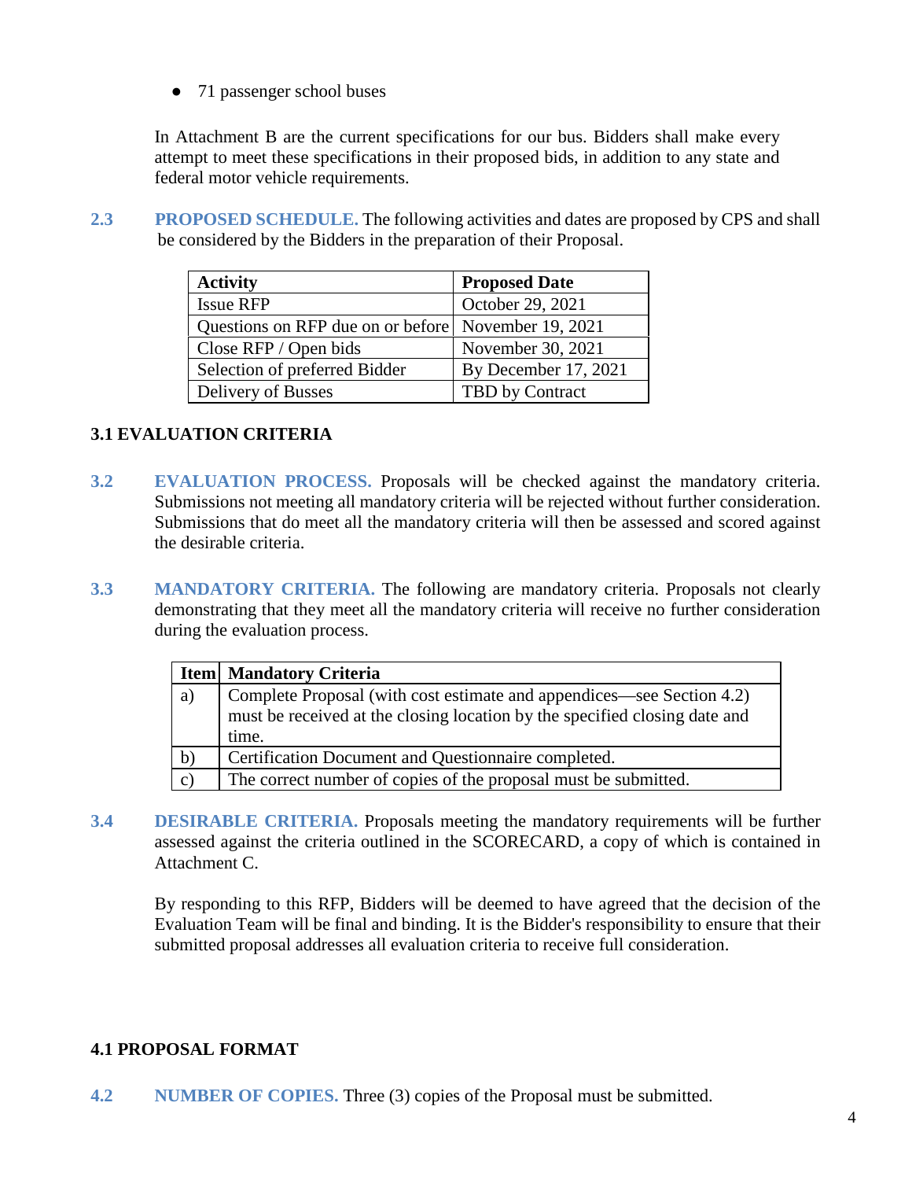- 71 passenger school buses

In Attachment B are the current specifications for our bus. Bidders shall make every attempt to meet these specifications in their proposed bids, in addition to any state and federal motor vehicle requirements.

**2.3 PROPOSED SCHEDULE.** The following activities and dates are proposed by CPS and shall be considered by the Bidders in the preparation of their Proposal.

| Activity | Proposed Date |
|---|---|
| Issue RFP | October 29, 2021 |
| Questions on RFP due on or before | November 19, 2021 |
| Close RFP / Open bids | November 30, 2021 |
| Selection of preferred Bidder | By December 17, 2021 |
| Delivery of Busses | TBD by Contract |

## 3.1 EVALUATION CRITERIA

**3.2 EVALUATION PROCESS.** Proposals will be checked against the mandatory criteria. Submissions not meeting all mandatory criteria will be rejected without further consideration. Submissions that do meet all the mandatory criteria will then be assessed and scored against the desirable criteria.

**3.3 MANDATORY CRITERIA.** The following are mandatory criteria. Proposals not clearly demonstrating that they meet all the mandatory criteria will receive no further consideration during the evaluation process.

| Item | Mandatory Criteria |
|---|---|
| a) | Complete Proposal (with cost estimate and appendices—see Section 4.2) must be received at the closing location by the specified closing date and time. |
| b) | Certification Document and Questionnaire completed. |
| c) | The correct number of copies of the proposal must be submitted. |

**3.4 DESIRABLE CRITERIA.** Proposals meeting the mandatory requirements will be further assessed against the criteria outlined in the SCORECARD, a copy of which is contained in Attachment C.

By responding to this RFP, Bidders will be deemed to have agreed that the decision of the Evaluation Team will be final and binding. It is the Bidder's responsibility to ensure that their submitted proposal addresses all evaluation criteria to receive full consideration.

## 4.1 PROPOSAL FORMAT

**4.2 NUMBER OF COPIES.** Three (3) copies of the Proposal must be submitted.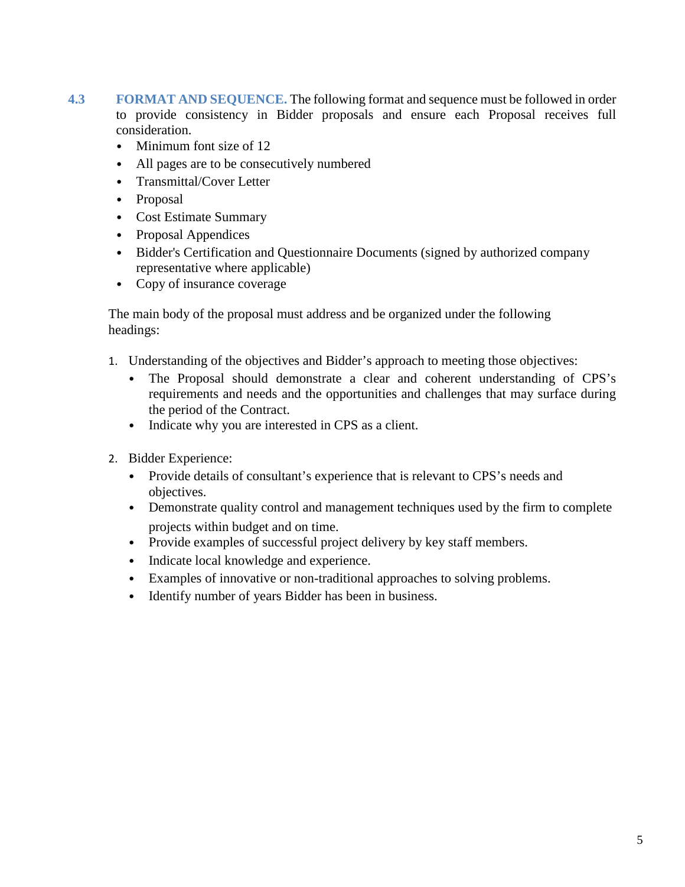**4.3 FORMAT AND SEQUENCE.** The following format and sequence must be followed in order to provide consistency in Bidder proposals and ensure each Proposal receives full consideration.

- Minimum font size of 12
- All pages are to be consecutively numbered
- Transmittal/Cover Letter
- Proposal
- Cost Estimate Summary
- Proposal Appendices
- Bidder's Certification and Questionnaire Documents (signed by authorized company representative where applicable)
- Copy of insurance coverage

The main body of the proposal must address and be organized under the following headings:

1. Understanding of the objectives and Bidder's approach to meeting those objectives:
   - The Proposal should demonstrate a clear and coherent understanding of CPS's requirements and needs and the opportunities and challenges that may surface during the period of the Contract.
   - Indicate why you are interested in CPS as a client.

2. Bidder Experience:
   - Provide details of consultant's experience that is relevant to CPS's needs and objectives.
   - Demonstrate quality control and management techniques used by the firm to complete projects within budget and on time.
   - Provide examples of successful project delivery by key staff members.
   - Indicate local knowledge and experience.
   - Examples of innovative or non-traditional approaches to solving problems.
   - Identify number of years Bidder has been in business.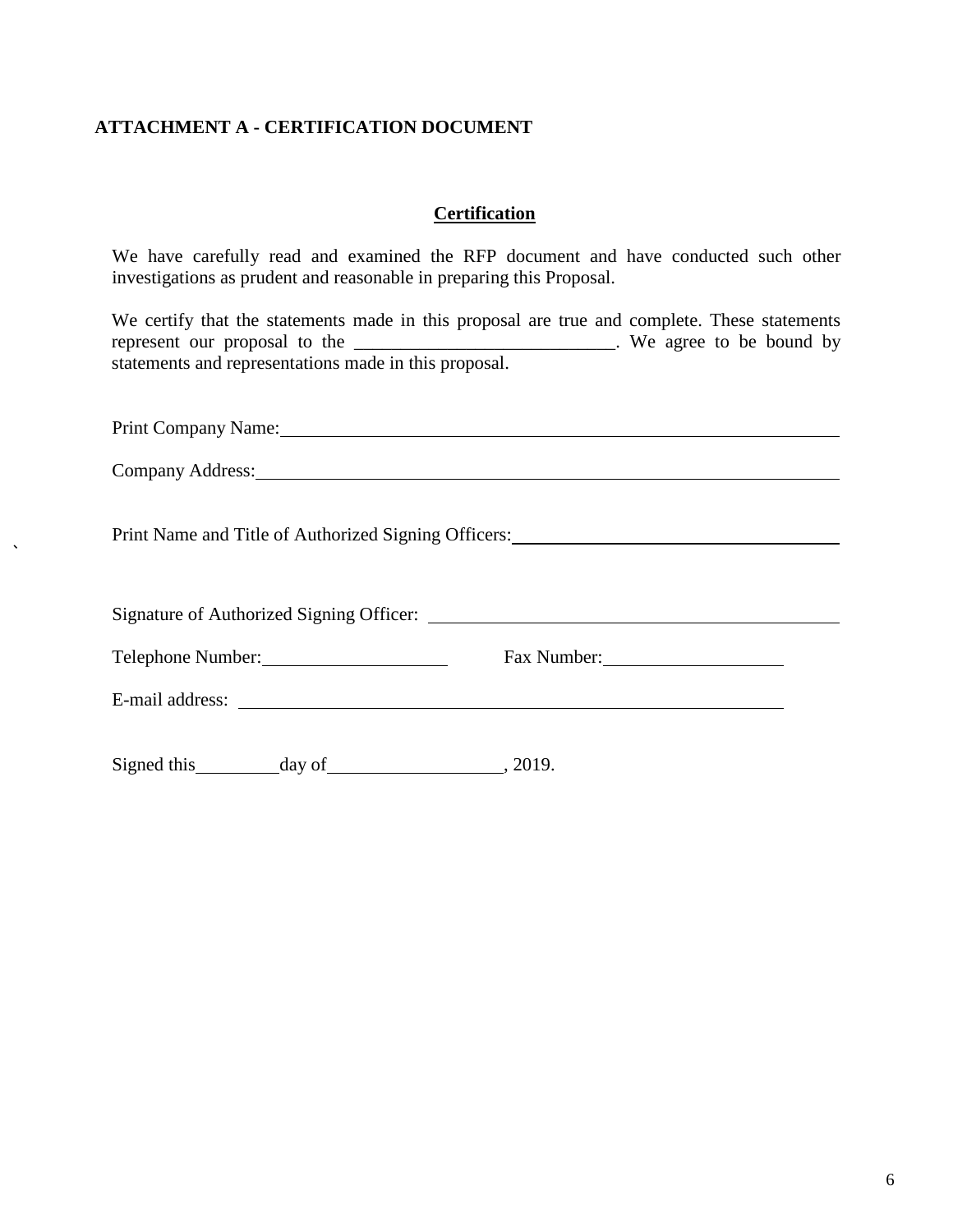## ATTACHMENT A - CERTIFICATION DOCUMENT

**Certification**

We have carefully read and examined the RFP document and have conducted such other investigations as prudent and reasonable in preparing this Proposal.

We certify that the statements made in this proposal are true and complete. These statements represent our proposal to the ____________________________. We agree to be bound by statements and representations made in this proposal.

Print Company Name: ____________________________________________________________

Company Address: ______________________________________________________________

Print Name and Title of Authorized Signing Officers: ________________________________

Signature of Authorized Signing Officer: __________________________________________

Telephone Number: ____________________ Fax Number: ____________________

E-mail address: ________________________________________________________

Signed this _________ day of __________________, 2019.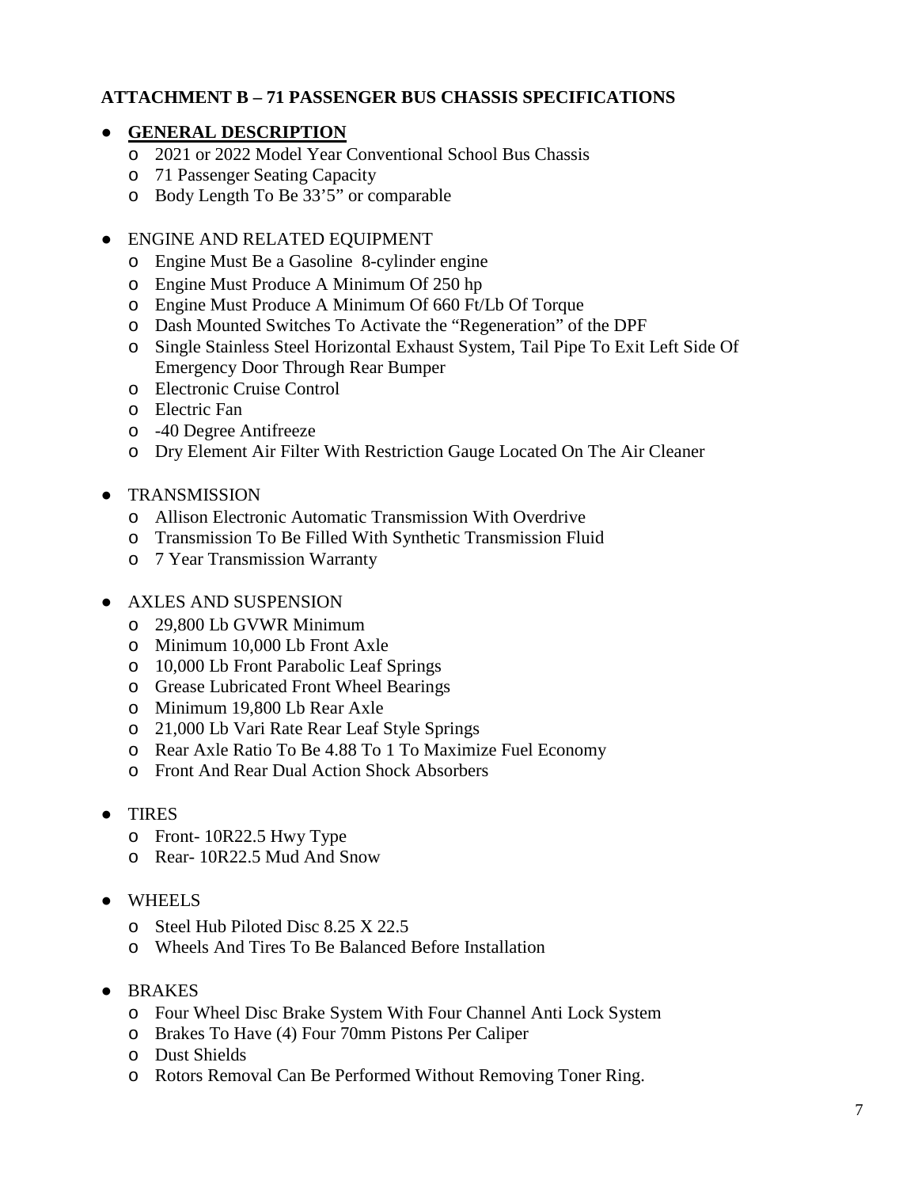**ATTACHMENT B – 71 PASSENGER BUS CHASSIS SPECIFICATIONS**

- **GENERAL DESCRIPTION**
  - 2021 or 2022 Model Year Conventional School Bus Chassis
  - 71 Passenger Seating Capacity
  - Body Length To Be 33'5" or comparable

- ENGINE AND RELATED EQUIPMENT
  - Engine Must Be a Gasoline 8-cylinder engine
  - Engine Must Produce A Minimum Of 250 hp
  - Engine Must Produce A Minimum Of 660 Ft/Lb Of Torque
  - Dash Mounted Switches To Activate the "Regeneration" of the DPF
  - Single Stainless Steel Horizontal Exhaust System, Tail Pipe To Exit Left Side Of Emergency Door Through Rear Bumper
  - Electronic Cruise Control
  - Electric Fan
  - -40 Degree Antifreeze
  - Dry Element Air Filter With Restriction Gauge Located On The Air Cleaner

- TRANSMISSION
  - Allison Electronic Automatic Transmission With Overdrive
  - Transmission To Be Filled With Synthetic Transmission Fluid
  - 7 Year Transmission Warranty

- AXLES AND SUSPENSION
  - 29,800 Lb GVWR Minimum
  - Minimum 10,000 Lb Front Axle
  - 10,000 Lb Front Parabolic Leaf Springs
  - Grease Lubricated Front Wheel Bearings
  - Minimum 19,800 Lb Rear Axle
  - 21,000 Lb Vari Rate Rear Leaf Style Springs
  - Rear Axle Ratio To Be 4.88 To 1 To Maximize Fuel Economy
  - Front And Rear Dual Action Shock Absorbers

- TIRES
  - Front- 10R22.5 Hwy Type
  - Rear- 10R22.5 Mud And Snow

- WHEELS
  - Steel Hub Piloted Disc 8.25 X 22.5
  - Wheels And Tires To Be Balanced Before Installation

- BRAKES
  - Four Wheel Disc Brake System With Four Channel Anti Lock System
  - Brakes To Have (4) Four 70mm Pistons Per Caliper
  - Dust Shields
  - Rotors Removal Can Be Performed Without Removing Toner Ring.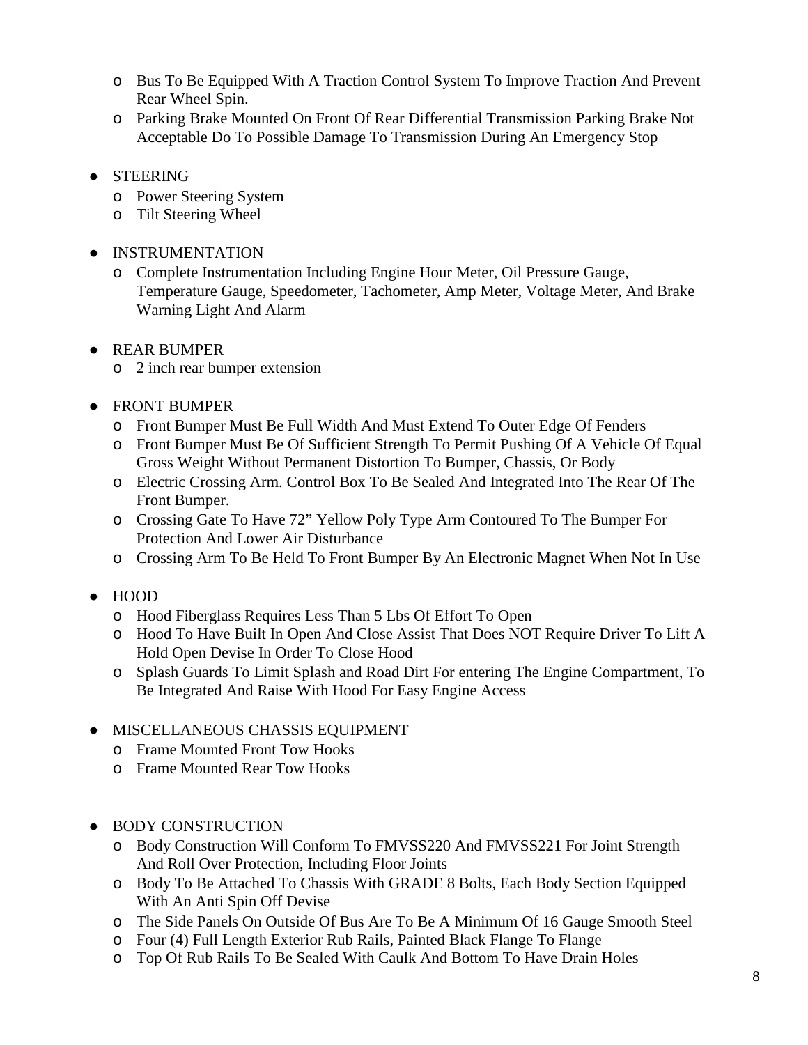- Bus To Be Equipped With A Traction Control System To Improve Traction And Prevent Rear Wheel Spin.
- Parking Brake Mounted On Front Of Rear Differential Transmission Parking Brake Not Acceptable Do To Possible Damage To Transmission During An Emergency Stop

- STEERING
  - Power Steering System
  - Tilt Steering Wheel

- INSTRUMENTATION
  - Complete Instrumentation Including Engine Hour Meter, Oil Pressure Gauge, Temperature Gauge, Speedometer, Tachometer, Amp Meter, Voltage Meter, And Brake Warning Light And Alarm

- REAR BUMPER
  - 2 inch rear bumper extension

- FRONT BUMPER
  - Front Bumper Must Be Full Width And Must Extend To Outer Edge Of Fenders
  - Front Bumper Must Be Of Sufficient Strength To Permit Pushing Of A Vehicle Of Equal Gross Weight Without Permanent Distortion To Bumper, Chassis, Or Body
  - Electric Crossing Arm. Control Box To Be Sealed And Integrated Into The Rear Of The Front Bumper.
  - Crossing Gate To Have 72" Yellow Poly Type Arm Contoured To The Bumper For Protection And Lower Air Disturbance
  - Crossing Arm To Be Held To Front Bumper By An Electronic Magnet When Not In Use

- HOOD
  - Hood Fiberglass Requires Less Than 5 Lbs Of Effort To Open
  - Hood To Have Built In Open And Close Assist That Does NOT Require Driver To Lift A Hold Open Devise In Order To Close Hood
  - Splash Guards To Limit Splash and Road Dirt For entering The Engine Compartment, To Be Integrated And Raise With Hood For Easy Engine Access

- MISCELLANEOUS CHASSIS EQUIPMENT
  - Frame Mounted Front Tow Hooks
  - Frame Mounted Rear Tow Hooks

- BODY CONSTRUCTION
  - Body Construction Will Conform To FMVSS220 And FMVSS221 For Joint Strength And Roll Over Protection, Including Floor Joints
  - Body To Be Attached To Chassis With GRADE 8 Bolts, Each Body Section Equipped With An Anti Spin Off Devise
  - The Side Panels On Outside Of Bus Are To Be A Minimum Of 16 Gauge Smooth Steel
  - Four (4) Full Length Exterior Rub Rails, Painted Black Flange To Flange
  - Top Of Rub Rails To Be Sealed With Caulk And Bottom To Have Drain Holes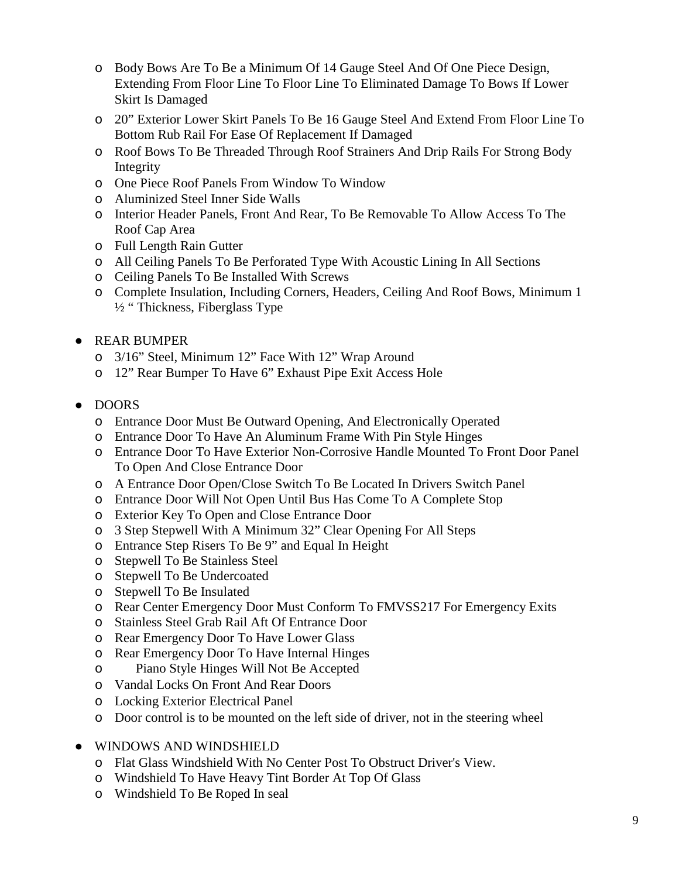- Body Bows Are To Be a Minimum Of 14 Gauge Steel And Of One Piece Design, Extending From Floor Line To Floor Line To Eliminated Damage To Bows If Lower Skirt Is Damaged
- 20" Exterior Lower Skirt Panels To Be 16 Gauge Steel And Extend From Floor Line To Bottom Rub Rail For Ease Of Replacement If Damaged
- Roof Bows To Be Threaded Through Roof Strainers And Drip Rails For Strong Body Integrity
- One Piece Roof Panels From Window To Window
- Aluminized Steel Inner Side Walls
- Interior Header Panels, Front And Rear, To Be Removable To Allow Access To The Roof Cap Area
- Full Length Rain Gutter
- All Ceiling Panels To Be Perforated Type With Acoustic Lining In All Sections
- Ceiling Panels To Be Installed With Screws
- Complete Insulation, Including Corners, Headers, Ceiling And Roof Bows, Minimum 1 ½ " Thickness, Fiberglass Type

- REAR BUMPER
  - 3/16" Steel, Minimum 12" Face With 12" Wrap Around
  - 12" Rear Bumper To Have 6" Exhaust Pipe Exit Access Hole

- DOORS
  - Entrance Door Must Be Outward Opening, And Electronically Operated
  - Entrance Door To Have An Aluminum Frame With Pin Style Hinges
  - Entrance Door To Have Exterior Non-Corrosive Handle Mounted To Front Door Panel To Open And Close Entrance Door
  - A Entrance Door Open/Close Switch To Be Located In Drivers Switch Panel
  - Entrance Door Will Not Open Until Bus Has Come To A Complete Stop
  - Exterior Key To Open and Close Entrance Door
  - 3 Step Stepwell With A Minimum 32" Clear Opening For All Steps
  - Entrance Step Risers To Be 9" and Equal In Height
  - Stepwell To Be Stainless Steel
  - Stepwell To Be Undercoated
  - Stepwell To Be Insulated
  - Rear Center Emergency Door Must Conform To FMVSS217 For Emergency Exits
  - Stainless Steel Grab Rail Aft Of Entrance Door
  - Rear Emergency Door To Have Lower Glass
  - Rear Emergency Door To Have Internal Hinges
  - Piano Style Hinges Will Not Be Accepted
  - Vandal Locks On Front And Rear Doors
  - Locking Exterior Electrical Panel
  - Door control is to be mounted on the left side of driver, not in the steering wheel

- WINDOWS AND WINDSHIELD
  - Flat Glass Windshield With No Center Post To Obstruct Driver's View.
  - Windshield To Have Heavy Tint Border At Top Of Glass
  - Windshield To Be Roped In seal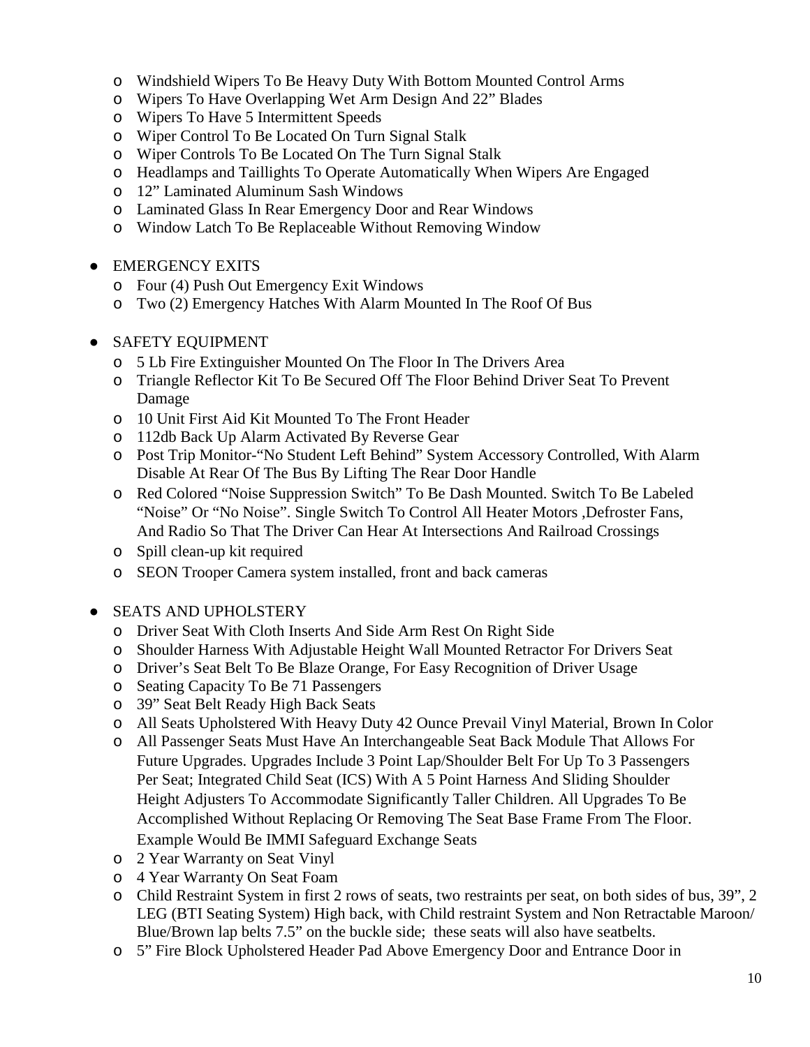- Windshield Wipers To Be Heavy Duty With Bottom Mounted Control Arms
- Wipers To Have Overlapping Wet Arm Design And 22" Blades
- Wipers To Have 5 Intermittent Speeds
- Wiper Control To Be Located On Turn Signal Stalk
- Wiper Controls To Be Located On The Turn Signal Stalk
- Headlamps and Taillights To Operate Automatically When Wipers Are Engaged
- 12" Laminated Aluminum Sash Windows
- Laminated Glass In Rear Emergency Door and Rear Windows
- Window Latch To Be Replaceable Without Removing Window

- EMERGENCY EXITS
  - Four (4) Push Out Emergency Exit Windows
  - Two (2) Emergency Hatches With Alarm Mounted In The Roof Of Bus

- SAFETY EQUIPMENT
  - 5 Lb Fire Extinguisher Mounted On The Floor In The Drivers Area
  - Triangle Reflector Kit To Be Secured Off The Floor Behind Driver Seat To Prevent Damage
  - 10 Unit First Aid Kit Mounted To The Front Header
  - 112db Back Up Alarm Activated By Reverse Gear
  - Post Trip Monitor-"No Student Left Behind" System Accessory Controlled, With Alarm Disable At Rear Of The Bus By Lifting The Rear Door Handle
  - Red Colored "Noise Suppression Switch" To Be Dash Mounted. Switch To Be Labeled "Noise" Or "No Noise". Single Switch To Control All Heater Motors ,Defroster Fans, And Radio So That The Driver Can Hear At Intersections And Railroad Crossings
  - Spill clean-up kit required
  - SEON Trooper Camera system installed, front and back cameras

- SEATS AND UPHOLSTERY
  - Driver Seat With Cloth Inserts And Side Arm Rest On Right Side
  - Shoulder Harness With Adjustable Height Wall Mounted Retractor For Drivers Seat
  - Driver's Seat Belt To Be Blaze Orange, For Easy Recognition of Driver Usage
  - Seating Capacity To Be 71 Passengers
  - 39" Seat Belt Ready High Back Seats
  - All Seats Upholstered With Heavy Duty 42 Ounce Prevail Vinyl Material, Brown In Color
  - All Passenger Seats Must Have An Interchangeable Seat Back Module That Allows For Future Upgrades. Upgrades Include 3 Point Lap/Shoulder Belt For Up To 3 Passengers Per Seat; Integrated Child Seat (ICS) With A 5 Point Harness And Sliding Shoulder Height Adjusters To Accommodate Significantly Taller Children. All Upgrades To Be Accomplished Without Replacing Or Removing The Seat Base Frame From The Floor. Example Would Be IMMI Safeguard Exchange Seats
  - 2 Year Warranty on Seat Vinyl
  - 4 Year Warranty On Seat Foam
  - Child Restraint System in first 2 rows of seats, two restraints per seat, on both sides of bus, 39", 2 LEG (BTI Seating System) High back, with Child restraint System and Non Retractable Maroon/ Blue/Brown lap belts 7.5" on the buckle side; these seats will also have seatbelts.
  - 5" Fire Block Upholstered Header Pad Above Emergency Door and Entrance Door in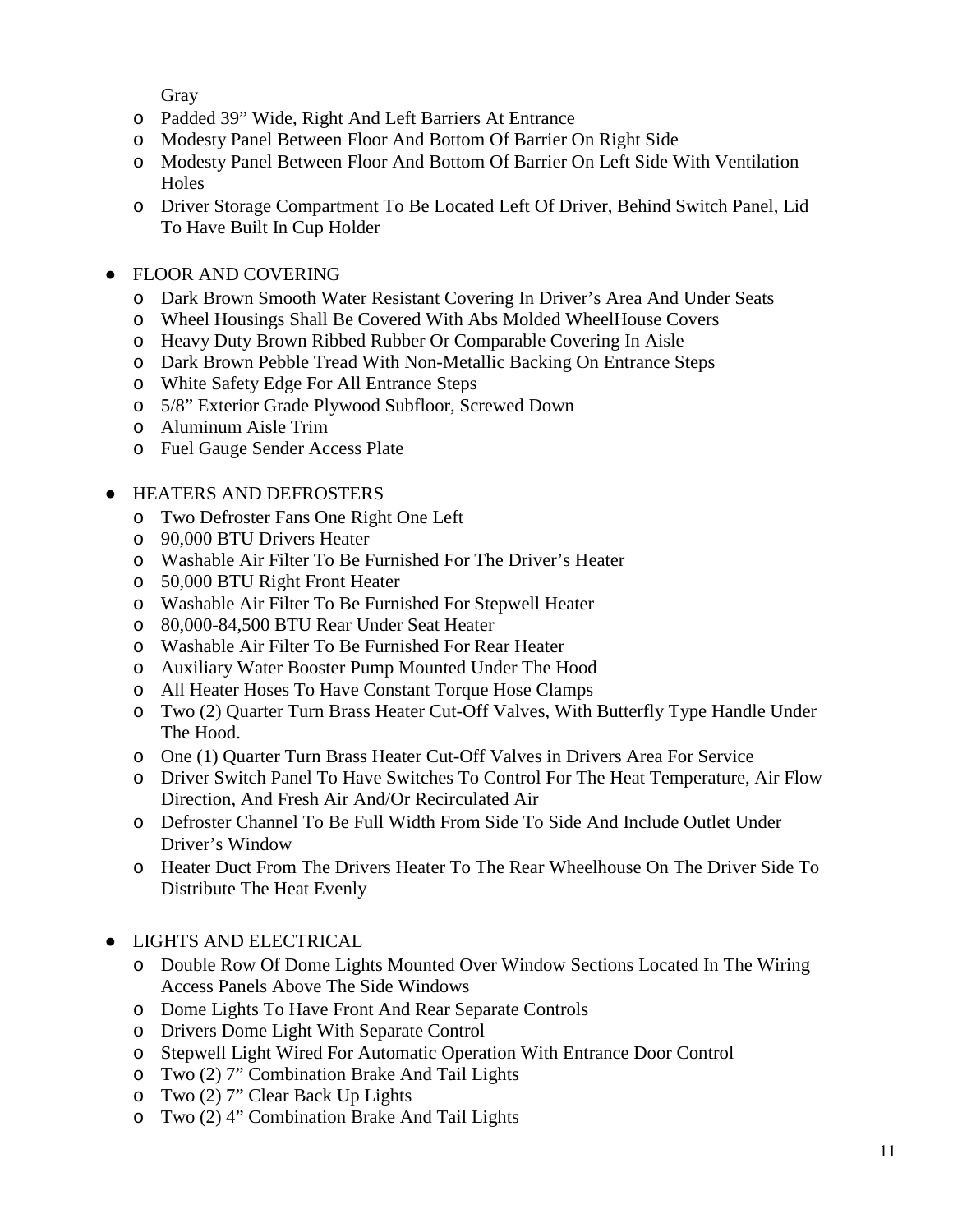Gray
  - Padded 39" Wide, Right And Left Barriers At Entrance
  - Modesty Panel Between Floor And Bottom Of Barrier On Right Side
  - Modesty Panel Between Floor And Bottom Of Barrier On Left Side With Ventilation Holes
  - Driver Storage Compartment To Be Located Left Of Driver, Behind Switch Panel, Lid To Have Built In Cup Holder

- FLOOR AND COVERING
  - Dark Brown Smooth Water Resistant Covering In Driver's Area And Under Seats
  - Wheel Housings Shall Be Covered With Abs Molded WheelHouse Covers
  - Heavy Duty Brown Ribbed Rubber Or Comparable Covering In Aisle
  - Dark Brown Pebble Tread With Non-Metallic Backing On Entrance Steps
  - White Safety Edge For All Entrance Steps
  - 5/8" Exterior Grade Plywood Subfloor, Screwed Down
  - Aluminum Aisle Trim
  - Fuel Gauge Sender Access Plate

- HEATERS AND DEFROSTERS
  - Two Defroster Fans One Right One Left
  - 90,000 BTU Drivers Heater
  - Washable Air Filter To Be Furnished For The Driver's Heater
  - 50,000 BTU Right Front Heater
  - Washable Air Filter To Be Furnished For Stepwell Heater
  - 80,000-84,500 BTU Rear Under Seat Heater
  - Washable Air Filter To Be Furnished For Rear Heater
  - Auxiliary Water Booster Pump Mounted Under The Hood
  - All Heater Hoses To Have Constant Torque Hose Clamps
  - Two (2) Quarter Turn Brass Heater Cut-Off Valves, With Butterfly Type Handle Under The Hood.
  - One (1) Quarter Turn Brass Heater Cut-Off Valves in Drivers Area For Service
  - Driver Switch Panel To Have Switches To Control For The Heat Temperature, Air Flow Direction, And Fresh Air And/Or Recirculated Air
  - Defroster Channel To Be Full Width From Side To Side And Include Outlet Under Driver's Window
  - Heater Duct From The Drivers Heater To The Rear Wheelhouse On The Driver Side To Distribute The Heat Evenly

- LIGHTS AND ELECTRICAL
  - Double Row Of Dome Lights Mounted Over Window Sections Located In The Wiring Access Panels Above The Side Windows
  - Dome Lights To Have Front And Rear Separate Controls
  - Drivers Dome Light With Separate Control
  - Stepwell Light Wired For Automatic Operation With Entrance Door Control
  - Two (2) 7" Combination Brake And Tail Lights
  - Two (2) 7" Clear Back Up Lights
  - Two (2) 4" Combination Brake And Tail Lights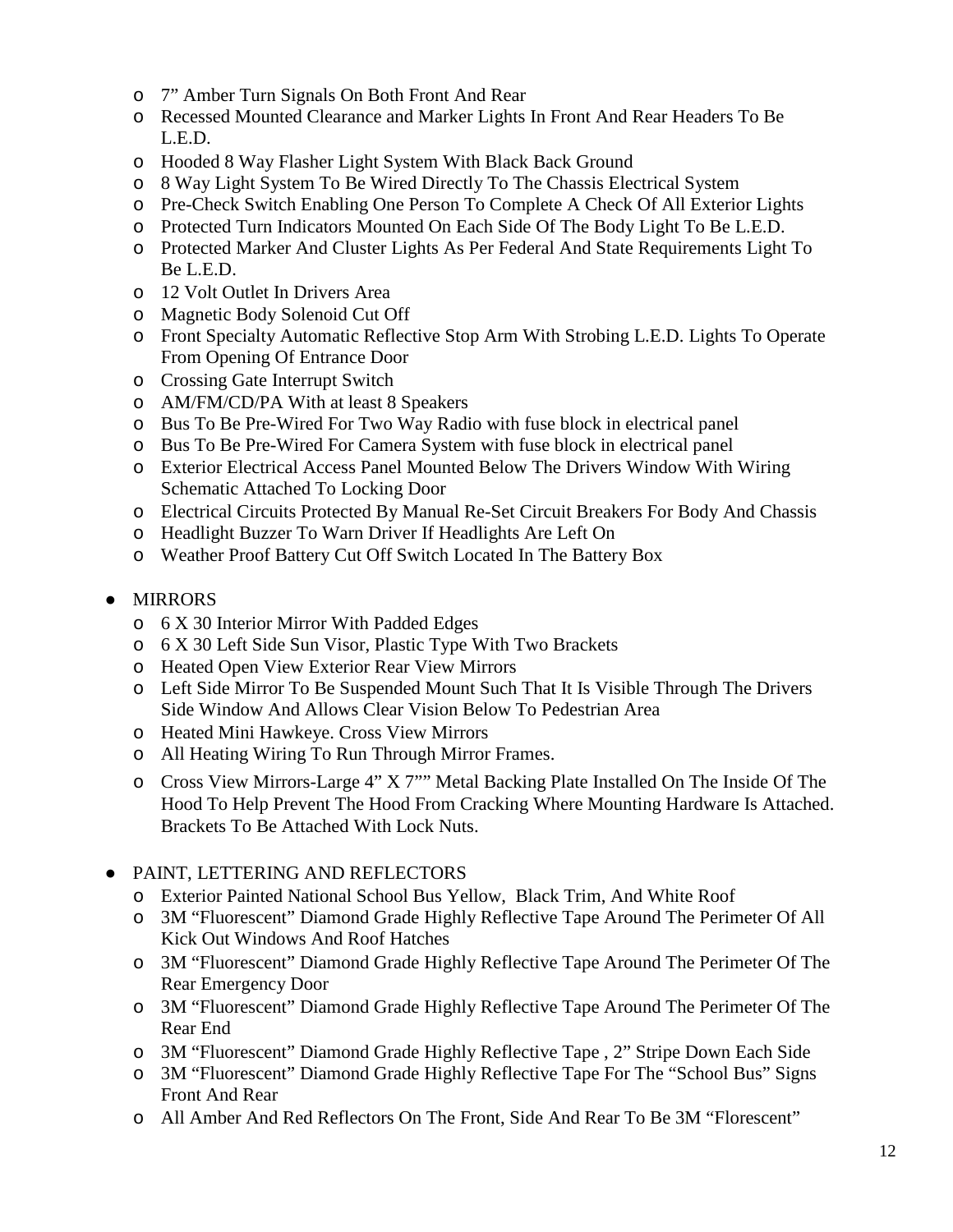- 7" Amber Turn Signals On Both Front And Rear
- Recessed Mounted Clearance and Marker Lights In Front And Rear Headers To Be L.E.D.
- Hooded 8 Way Flasher Light System With Black Back Ground
- 8 Way Light System To Be Wired Directly To The Chassis Electrical System
- Pre-Check Switch Enabling One Person To Complete A Check Of All Exterior Lights
- Protected Turn Indicators Mounted On Each Side Of The Body Light To Be L.E.D.
- Protected Marker And Cluster Lights As Per Federal And State Requirements Light To Be L.E.D.
- 12 Volt Outlet In Drivers Area
- Magnetic Body Solenoid Cut Off
- Front Specialty Automatic Reflective Stop Arm With Strobing L.E.D. Lights To Operate From Opening Of Entrance Door
- Crossing Gate Interrupt Switch
- AM/FM/CD/PA With at least 8 Speakers
- Bus To Be Pre-Wired For Two Way Radio with fuse block in electrical panel
- Bus To Be Pre-Wired For Camera System with fuse block in electrical panel
- Exterior Electrical Access Panel Mounted Below The Drivers Window With Wiring Schematic Attached To Locking Door
- Electrical Circuits Protected By Manual Re-Set Circuit Breakers For Body And Chassis
- Headlight Buzzer To Warn Driver If Headlights Are Left On
- Weather Proof Battery Cut Off Switch Located In The Battery Box

- MIRRORS
  - 6 X 30 Interior Mirror With Padded Edges
  - 6 X 30 Left Side Sun Visor, Plastic Type With Two Brackets
  - Heated Open View Exterior Rear View Mirrors
  - Left Side Mirror To Be Suspended Mount Such That It Is Visible Through The Drivers Side Window And Allows Clear Vision Below To Pedestrian Area
  - Heated Mini Hawkeye. Cross View Mirrors
  - All Heating Wiring To Run Through Mirror Frames.
  - Cross View Mirrors-Large 4" X 7"" Metal Backing Plate Installed On The Inside Of The Hood To Help Prevent The Hood From Cracking Where Mounting Hardware Is Attached. Brackets To Be Attached With Lock Nuts.

- PAINT, LETTERING AND REFLECTORS
  - Exterior Painted National School Bus Yellow, Black Trim, And White Roof
  - 3M "Fluorescent" Diamond Grade Highly Reflective Tape Around The Perimeter Of All Kick Out Windows And Roof Hatches
  - 3M "Fluorescent" Diamond Grade Highly Reflective Tape Around The Perimeter Of The Rear Emergency Door
  - 3M "Fluorescent" Diamond Grade Highly Reflective Tape Around The Perimeter Of The Rear End
  - 3M "Fluorescent" Diamond Grade Highly Reflective Tape , 2" Stripe Down Each Side
  - 3M "Fluorescent" Diamond Grade Highly Reflective Tape For The "School Bus" Signs Front And Rear
  - All Amber And Red Reflectors On The Front, Side And Rear To Be 3M "Florescent"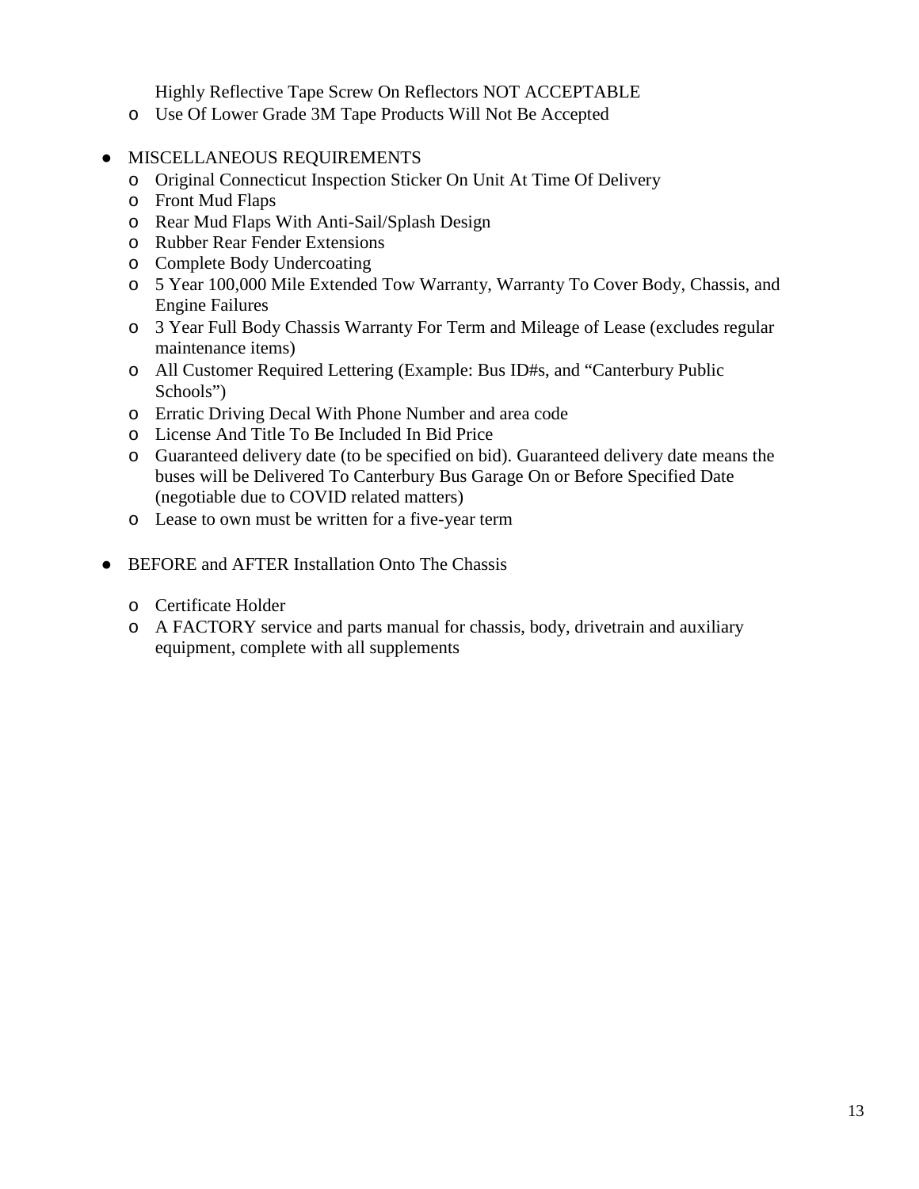Highly Reflective Tape Screw On Reflectors NOT ACCEPTABLE

- Use Of Lower Grade 3M Tape Products Will Not Be Accepted

- MISCELLANEOUS REQUIREMENTS
  - Original Connecticut Inspection Sticker On Unit At Time Of Delivery
  - Front Mud Flaps
  - Rear Mud Flaps With Anti-Sail/Splash Design
  - Rubber Rear Fender Extensions
  - Complete Body Undercoating
  - 5 Year 100,000 Mile Extended Tow Warranty, Warranty To Cover Body, Chassis, and Engine Failures
  - 3 Year Full Body Chassis Warranty For Term and Mileage of Lease (excludes regular maintenance items)
  - All Customer Required Lettering (Example: Bus ID#s, and "Canterbury Public Schools")
  - Erratic Driving Decal With Phone Number and area code
  - License And Title To Be Included In Bid Price
  - Guaranteed delivery date (to be specified on bid). Guaranteed delivery date means the buses will be Delivered To Canterbury Bus Garage On or Before Specified Date (negotiable due to COVID related matters)
  - Lease to own must be written for a five-year term

- BEFORE and AFTER Installation Onto The Chassis
  - Certificate Holder
  - A FACTORY service and parts manual for chassis, body, drivetrain and auxiliary equipment, complete with all supplements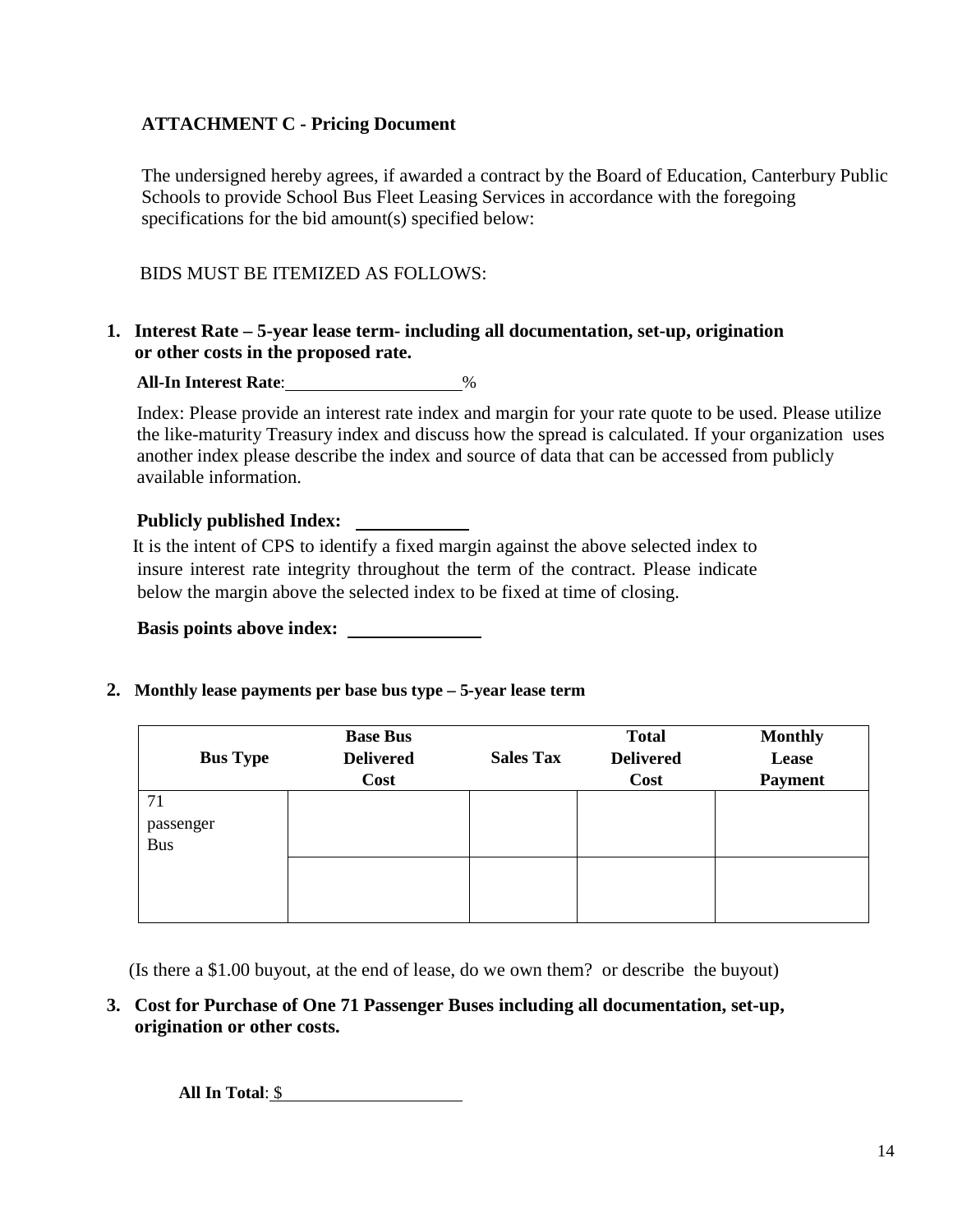**ATTACHMENT C - Pricing Document**

The undersigned hereby agrees, if awarded a contract by the Board of Education, Canterbury Public Schools to provide School Bus Fleet Leasing Services in accordance with the foregoing specifications for the bid amount(s) specified below:

BIDS MUST BE ITEMIZED AS FOLLOWS:

**1. Interest Rate – 5-year lease term- including all documentation, set-up, origination or other costs in the proposed rate.**

**All-In Interest Rate**:____________________%

Index: Please provide an interest rate index and margin for your rate quote to be used. Please utilize the like-maturity Treasury index and discuss how the spread is calculated. If your organization uses another index please describe the index and source of data that can be accessed from publicly available information.

**Publicly published Index:** ____________

It is the intent of CPS to identify a fixed margin against the above selected index to insure interest rate integrity throughout the term of the contract. Please indicate below the margin above the selected index to be fixed at time of closing.

**Basis points above index:** ______________

**2. Monthly lease payments per base bus type – 5-year lease term**

| Bus Type | Base Bus Delivered Cost | Sales Tax | Total Delivered Cost | Monthly Lease Payment |
|---|---|---|---|---|
| 71 passenger Bus | | | | |
| | | | | |

(Is there a $1.00 buyout, at the end of lease, do we own them? or describe the buyout)

**3. Cost for Purchase of One 71 Passenger Buses including all documentation, set-up, origination or other costs.**

**All In Total**: $____________________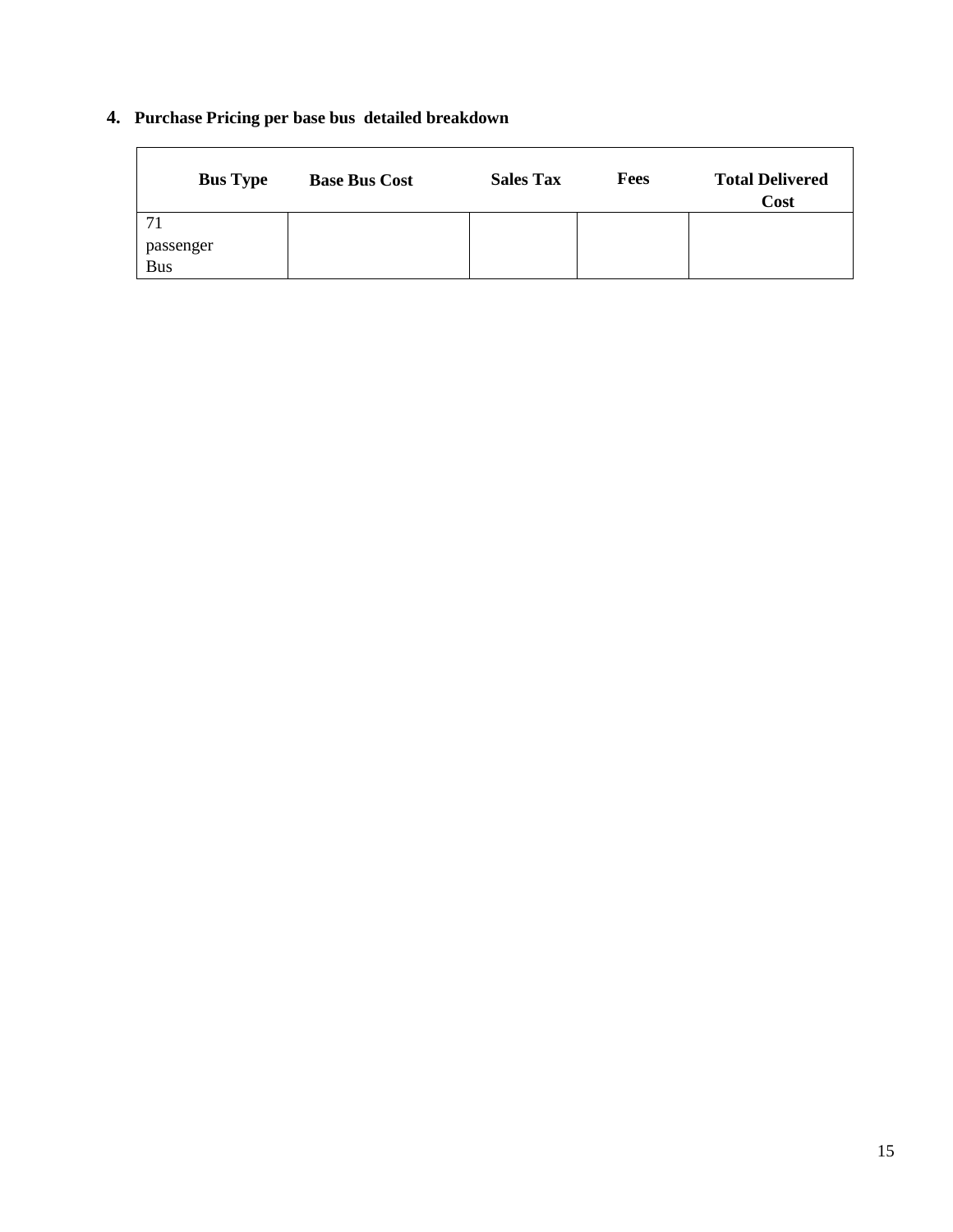4. **Purchase Pricing per base bus detailed breakdown**

| Bus Type | Base Bus Cost | Sales Tax | Fees | Total Delivered Cost |
|---|---|---|---|---|
| 71 passenger Bus | | | | |